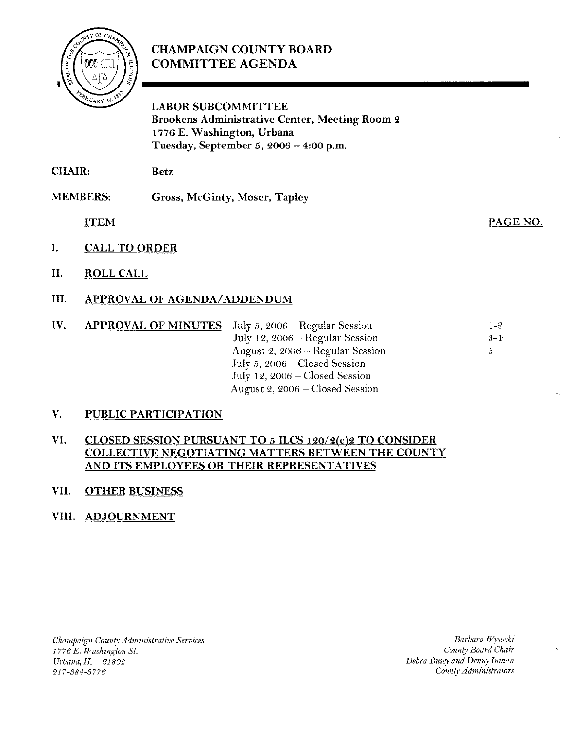# CHAMPAIGN COUNTY BOARD COMMITTEE AGENDA

**LABOR SUBCOMMITTEE**
**Brookens Administrative Center, Meeting Room 2**
**1776 E. Washington, Urbana**
**Tuesday, September 5, 2006 – 4:00 p.m.**

**CHAIR:** **Betz**

**MEMBERS:** **Gross, McGinty, Moser, Tapley**

| ITEM | | PAGE NO. |
|---|---|---|
| I. | CALL TO ORDER | |
| II. | ROLL CALL | |
| III. | APPROVAL OF AGENDA/ADDENDUM | |
| IV. | APPROVAL OF MINUTES – July 5, 2006 – Regular Session | 1-2 |
| | July 12, 2006 – Regular Session | 3-4 |
| | August 2, 2006 – Regular Session | 5 |
| | July 5, 2006 – Closed Session | |
| | July 12, 2006 – Closed Session | |
| | August 2, 2006 – Closed Session | |
| V. | PUBLIC PARTICIPATION | |
| VI. | CLOSED SESSION PURSUANT TO 5 ILCS 120/2(c)2 TO CONSIDER COLLECTIVE NEGOTIATING MATTERS BETWEEN THE COUNTY AND ITS EMPLOYEES OR THEIR REPRESENTATIVES | |
| VII. | OTHER BUSINESS | |
| VIII. | ADJOURNMENT | |

*Champaign County Administrative Services*
*1776 E. Washington St.*
*Urbana, IL 61802*
*217-384-3776*

*Barbara Wysocki*
*County Board Chair*
*Debra Busey and Denny Inman*
*County Administrators*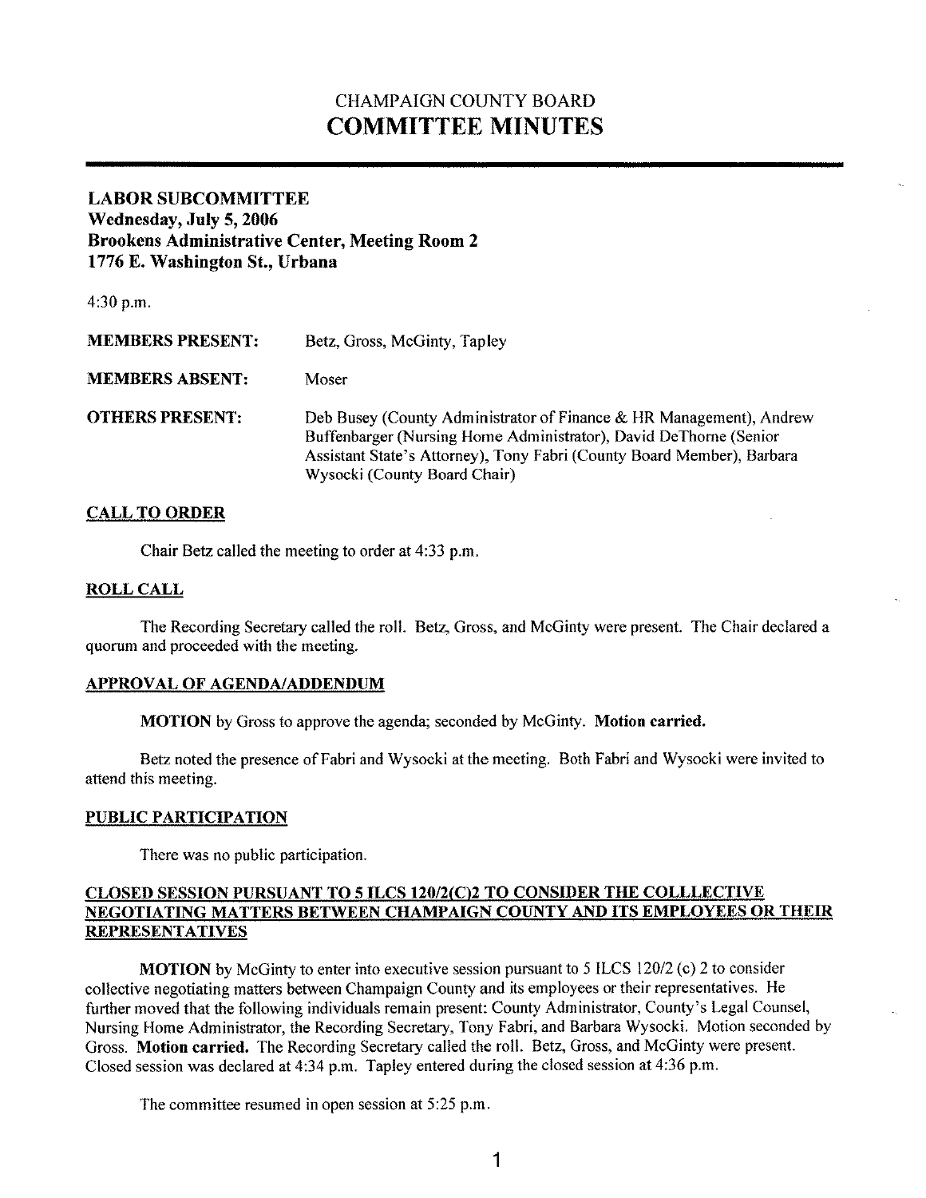CHAMPAIGN COUNTY BOARD

# COMMITTEE MINUTES

## LABOR SUBCOMMITTEE
**Wednesday, July 5, 2006**
**Brookens Administrative Center, Meeting Room 2**
**1776 E. Washington St., Urbana**

4:30 p.m.

**MEMBERS PRESENT:** Betz, Gross, McGinty, Tapley

**MEMBERS ABSENT:** Moser

**OTHERS PRESENT:** Deb Busey (County Administrator of Finance & HR Management), Andrew Buffenbarger (Nursing Home Administrator), David DeThorne (Senior Assistant State's Attorney), Tony Fabri (County Board Member), Barbara Wysocki (County Board Chair)

### CALL TO ORDER

Chair Betz called the meeting to order at 4:33 p.m.

### ROLL CALL

The Recording Secretary called the roll. Betz, Gross, and McGinty were present. The Chair declared a quorum and proceeded with the meeting.

### APPROVAL OF AGENDA/ADDENDUM

**MOTION** by Gross to approve the agenda; seconded by McGinty. **Motion carried.**

Betz noted the presence of Fabri and Wysocki at the meeting. Both Fabri and Wysocki were invited to attend this meeting.

### PUBLIC PARTICIPATION

There was no public participation.

### CLOSED SESSION PURSUANT TO 5 ILCS 120/2(C)2 TO CONSIDER THE COLLLECTIVE NEGOTIATING MATTERS BETWEEN CHAMPAIGN COUNTY AND ITS EMPLOYEES OR THEIR REPRESENTATIVES

**MOTION** by McGinty to enter into executive session pursuant to 5 ILCS 120/2 (c) 2 to consider collective negotiating matters between Champaign County and its employees or their representatives. He further moved that the following individuals remain present: County Administrator, County's Legal Counsel, Nursing Home Administrator, the Recording Secretary, Tony Fabri, and Barbara Wysocki. Motion seconded by Gross. **Motion carried.** The Recording Secretary called the roll. Betz, Gross, and McGinty were present. Closed session was declared at 4:34 p.m. Tapley entered during the closed session at 4:36 p.m.

The committee resumed in open session at 5:25 p.m.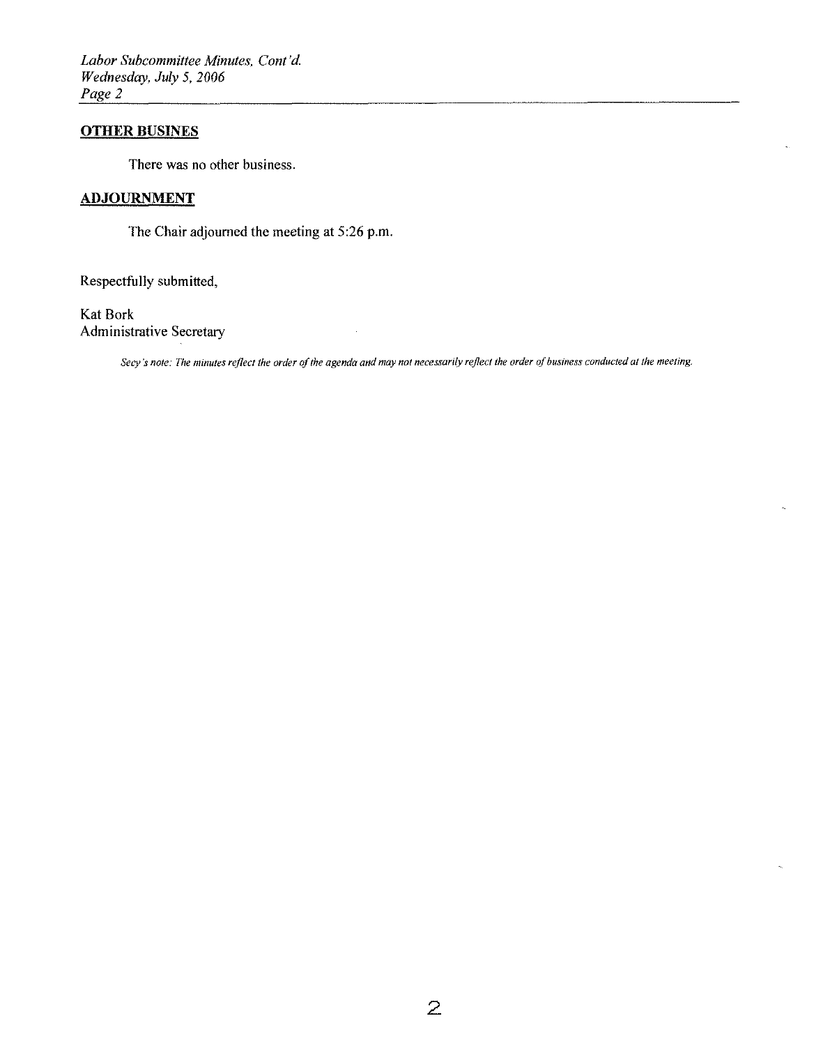## OTHER BUSINES

There was no other business.

## ADJOURNMENT

The Chair adjourned the meeting at 5:26 p.m.

Respectfully submitted,

Kat Bork
Administrative Secretary

*Secy's note: The minutes reflect the order of the agenda and may not necessarily reflect the order of business conducted at the meeting.*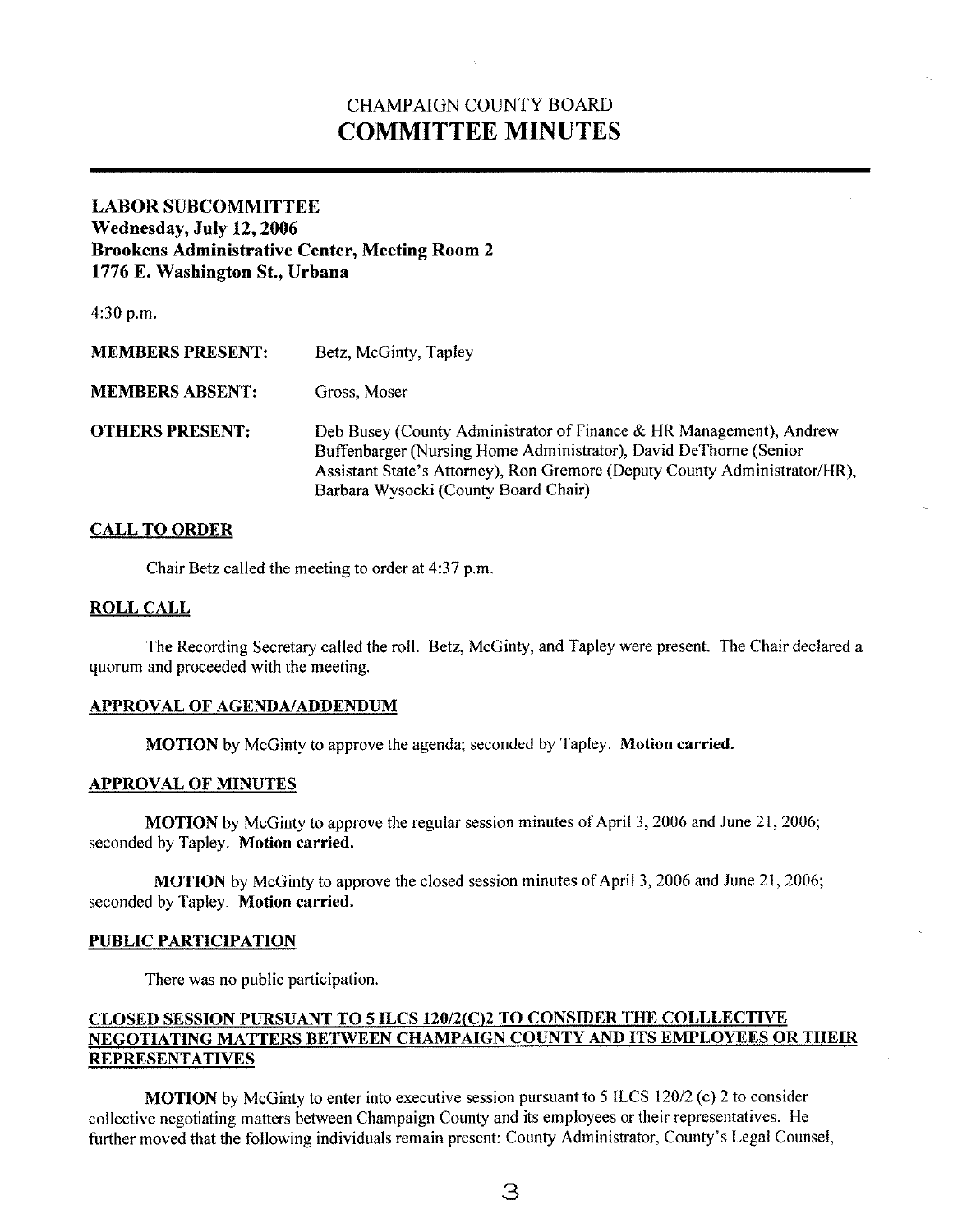CHAMPAIGN COUNTY BOARD

# COMMITTEE MINUTES

**LABOR SUBCOMMITTEE**
**Wednesday, July 12, 2006**
**Brookens Administrative Center, Meeting Room 2**
**1776 E. Washington St., Urbana**

4:30 p.m.

| | |
|---|---|
| **MEMBERS PRESENT:** | Betz, McGinty, Tapley |
| **MEMBERS ABSENT:** | Gross, Moser |
| **OTHERS PRESENT:** | Deb Busey (County Administrator of Finance & HR Management), Andrew Buffenbarger (Nursing Home Administrator), David DeThorne (Senior Assistant State's Attorney), Ron Gremore (Deputy County Administrator/HR), Barbara Wysocki (County Board Chair) |

## CALL TO ORDER

Chair Betz called the meeting to order at 4:37 p.m.

## ROLL CALL

The Recording Secretary called the roll. Betz, McGinty, and Tapley were present. The Chair declared a quorum and proceeded with the meeting.

## APPROVAL OF AGENDA/ADDENDUM

**MOTION** by McGinty to approve the agenda; seconded by Tapley. **Motion carried.**

## APPROVAL OF MINUTES

**MOTION** by McGinty to approve the regular session minutes of April 3, 2006 and June 21, 2006; seconded by Tapley. **Motion carried.**

**MOTION** by McGinty to approve the closed session minutes of April 3, 2006 and June 21, 2006; seconded by Tapley. **Motion carried.**

## PUBLIC PARTICIPATION

There was no public participation.

## CLOSED SESSION PURSUANT TO 5 ILCS 120/2(C)2 TO CONSIDER THE COLLLECTIVE NEGOTIATING MATTERS BETWEEN CHAMPAIGN COUNTY AND ITS EMPLOYEES OR THEIR REPRESENTATIVES

**MOTION** by McGinty to enter into executive session pursuant to 5 ILCS 120/2 (c) 2 to consider collective negotiating matters between Champaign County and its employees or their representatives. He further moved that the following individuals remain present: County Administrator, County's Legal Counsel,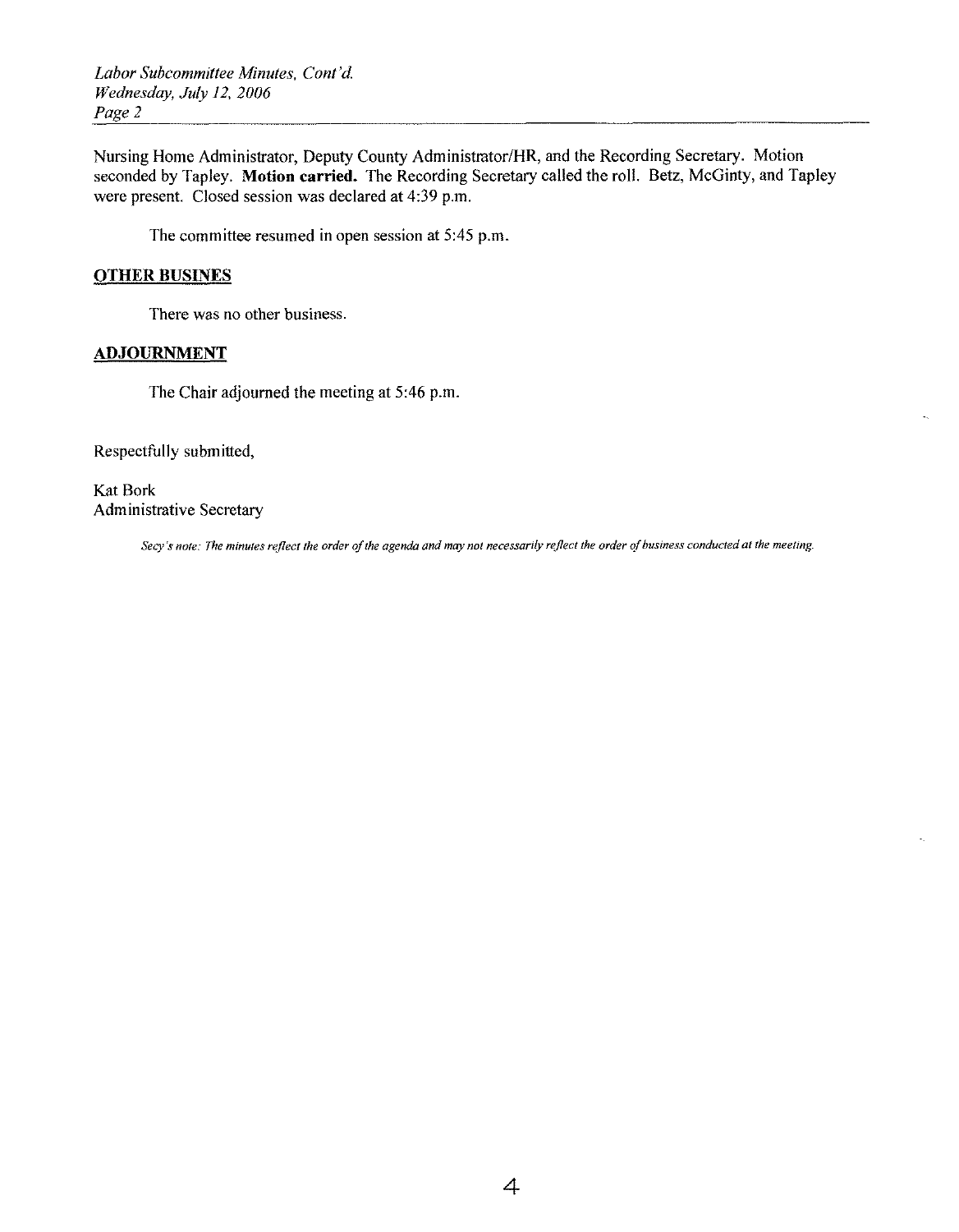Nursing Home Administrator, Deputy County Administrator/HR, and the Recording Secretary. Motion seconded by Tapley. **Motion carried.** The Recording Secretary called the roll. Betz, McGinty, and Tapley were present. Closed session was declared at 4:39 p.m.

The committee resumed in open session at 5:45 p.m.

## OTHER BUSINES

There was no other business.

## ADJOURNMENT

The Chair adjourned the meeting at 5:46 p.m.

Respectfully submitted,

Kat Bork
Administrative Secretary

*Secy's note: The minutes reflect the order of the agenda and may not necessarily reflect the order of business conducted at the meeting.*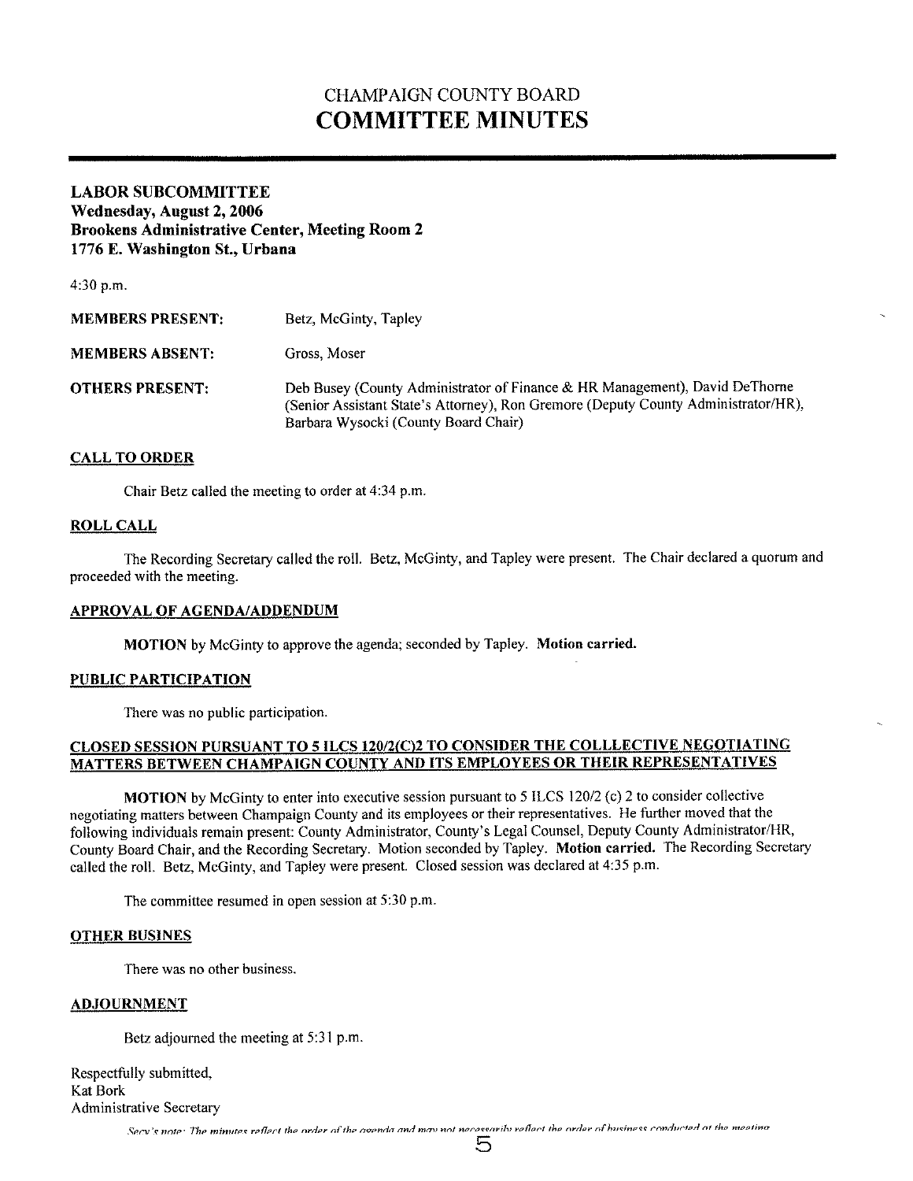# CHAMPAIGN COUNTY BOARD
# COMMITTEE MINUTES

**LABOR SUBCOMMITTEE**
**Wednesday, August 2, 2006**
**Brookens Administrative Center, Meeting Room 2**
**1776 E. Washington St., Urbana**

4:30 p.m.

| | |
|---|---|
| **MEMBERS PRESENT:** | Betz, McGinty, Tapley |
| **MEMBERS ABSENT:** | Gross, Moser |
| **OTHERS PRESENT:** | Deb Busey (County Administrator of Finance & HR Management), David DeThorne (Senior Assistant State's Attorney), Ron Gremore (Deputy County Administrator/HR), Barbara Wysocki (County Board Chair) |

## CALL TO ORDER

Chair Betz called the meeting to order at 4:34 p.m.

## ROLL CALL

The Recording Secretary called the roll. Betz, McGinty, and Tapley were present. The Chair declared a quorum and proceeded with the meeting.

## APPROVAL OF AGENDA/ADDENDUM

**MOTION** by McGinty to approve the agenda; seconded by Tapley. **Motion carried.**

## PUBLIC PARTICIPATION

There was no public participation.

## CLOSED SESSION PURSUANT TO 5 ILCS 120/2(C)2 TO CONSIDER THE COLLLECTIVE NEGOTIATING MATTERS BETWEEN CHAMPAIGN COUNTY AND ITS EMPLOYEES OR THEIR REPRESENTATIVES

**MOTION** by McGinty to enter into executive session pursuant to 5 ILCS 120/2 (c) 2 to consider collective negotiating matters between Champaign County and its employees or their representatives. He further moved that the following individuals remain present: County Administrator, County's Legal Counsel, Deputy County Administrator/HR, County Board Chair, and the Recording Secretary. Motion seconded by Tapley. **Motion carried.** The Recording Secretary called the roll. Betz, McGinty, and Tapley were present. Closed session was declared at 4:35 p.m.

The committee resumed in open session at 5:30 p.m.

## OTHER BUSINES

There was no other business.

## ADJOURNMENT

Betz adjourned the meeting at 5:31 p.m.

Respectfully submitted,
Kat Bork
Administrative Secretary

*Secy's note: The minutes reflect the order of the agenda and may not necessarily reflect the order of business conducted at the meeting.*